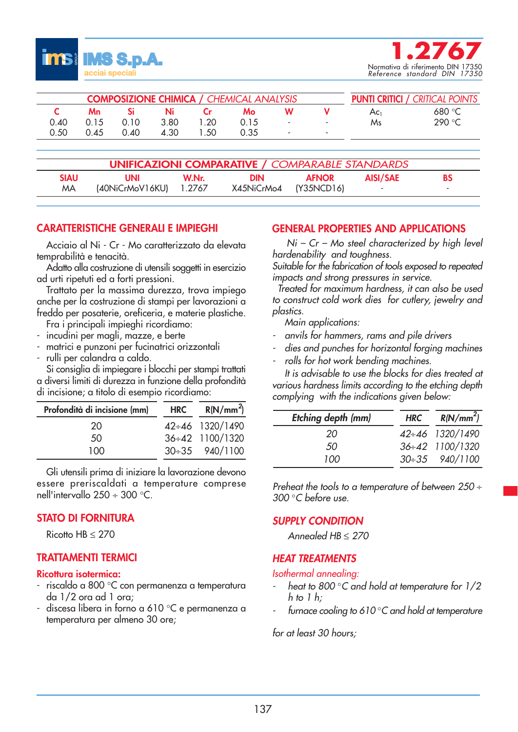IMS S.p.A. acciai speciali

# 1.2767

Normativa di riferimento DIN 17350
*Reference standard DIN 17350*

| COMPOSIZIONE CHIMICA / *CHEMICAL ANALYSIS* | | | | | | | | PUNTI CRITICI / *CRITICAL POINTS* | |
|---|---|---|---|---|---|---|---|---|---|
| C | Mn | Si | Ni | Cr | Mo | W | V | $Ac_1$ | 680 °C |
| 0.40 | 0.15 | 0.10 | 3.80 | 1.20 | 0.15 | - | - | Ms | 290 °C |
| 0.50 | 0.45 | 0.40 | 4.30 | 1.50 | 0.35 | - | - | | |

| UNIFICAZIONI COMPARATIVE / *COMPARABLE STANDARDS* | | | | | | |
|---|---|---|---|---|---|---|
| SIAU | UNI | W.Nr. | DIN | AFNOR | AISI/SAE | BS |
| MA | (40NiCrMoV16KU) | 1.2767 | X45NiCrMo4 | (Y35NCD16) | - | - |

## CARATTERISTICHE GENERALI E IMPIEGHI

Acciaio al Ni - Cr - Mo caratterizzato da elevata temprabilità e tenacità.

Adatto alla costruzione di utensili soggetti in esercizio ad urti ripetuti ed a forti pressioni.

Trattato per la massima durezza, trova impiego anche per la costruzione di stampi per lavorazioni a freddo per posaterie, oreficeria, e materie plastiche.

Fra i principali impieghi ricordiamo:

- incudini per magli, mazze, e berte
- matrici e punzoni per fucinatrici orizzontali
- rulli per calandra a caldo.

Si consiglia di impiegare i blocchi per stampi trattati a diversi limiti di durezza in funzione della profondità di incisione; a titolo di esempio ricordiamo:

| Profondità di incisione (mm) | HRC | R(N/mm²) |
|---|---|---|
| 20 | 42÷46 | 1320/1490 |
| 50 | 36÷42 | 1100/1320 |
| 100 | 30÷35 | 940/1100 |

Gli utensili prima di iniziare la lavorazione devono essere preriscaldati a temperature comprese nell'intervallo 250 ÷ 300 °C.

## STATO DI FORNITURA

Ricotto HB ≤ 270

## TRATTAMENTI TERMICI

### Ricottura isotermica:

- riscaldo a 800 °C con permanenza a temperatura da 1/2 ora ad 1 ora;
- discesa libera in forno a 610 °C e permanenza a temperatura per almeno 30 ore;

## GENERAL PROPERTIES AND APPLICATIONS

*Ni – Cr – Mo steel characterized by high level hardenability and toughness.*

*Suitable for the fabrication of tools exposed to repeated impacts and strong pressures in service.*

*Treated for maximum hardness, it can also be used to construct cold work dies for cutlery, jewelry and plastics.*

*Main applications:*

- *anvils for hammers, rams and pile drivers*
- *dies and punches for horizontal forging machines*
- *rolls for hot work bending machines.*

*It is advisable to use the blocks for dies treated at various hardness limits according to the etching depth complying with the indications given below:*

| *Etching depth (mm)* | *HRC* | *R(N/mm²)* |
|---|---|---|
| *20* | *42÷46* | *1320/1490* |
| *50* | *36÷42* | *1100/1320* |
| *100* | *30÷35* | *940/1100* |

*Preheat the tools to a temperature of between 250 ÷ 300 °C before use.*

## *SUPPLY CONDITION*

*Annealed HB ≤ 270*

## *HEAT TREATMENTS*

### *Isothermal annealing:*

- *heat to 800 °C and hold at temperature for 1/2 h to 1 h;*
- *furnace cooling to 610 °C and hold at temperature for at least 30 hours;*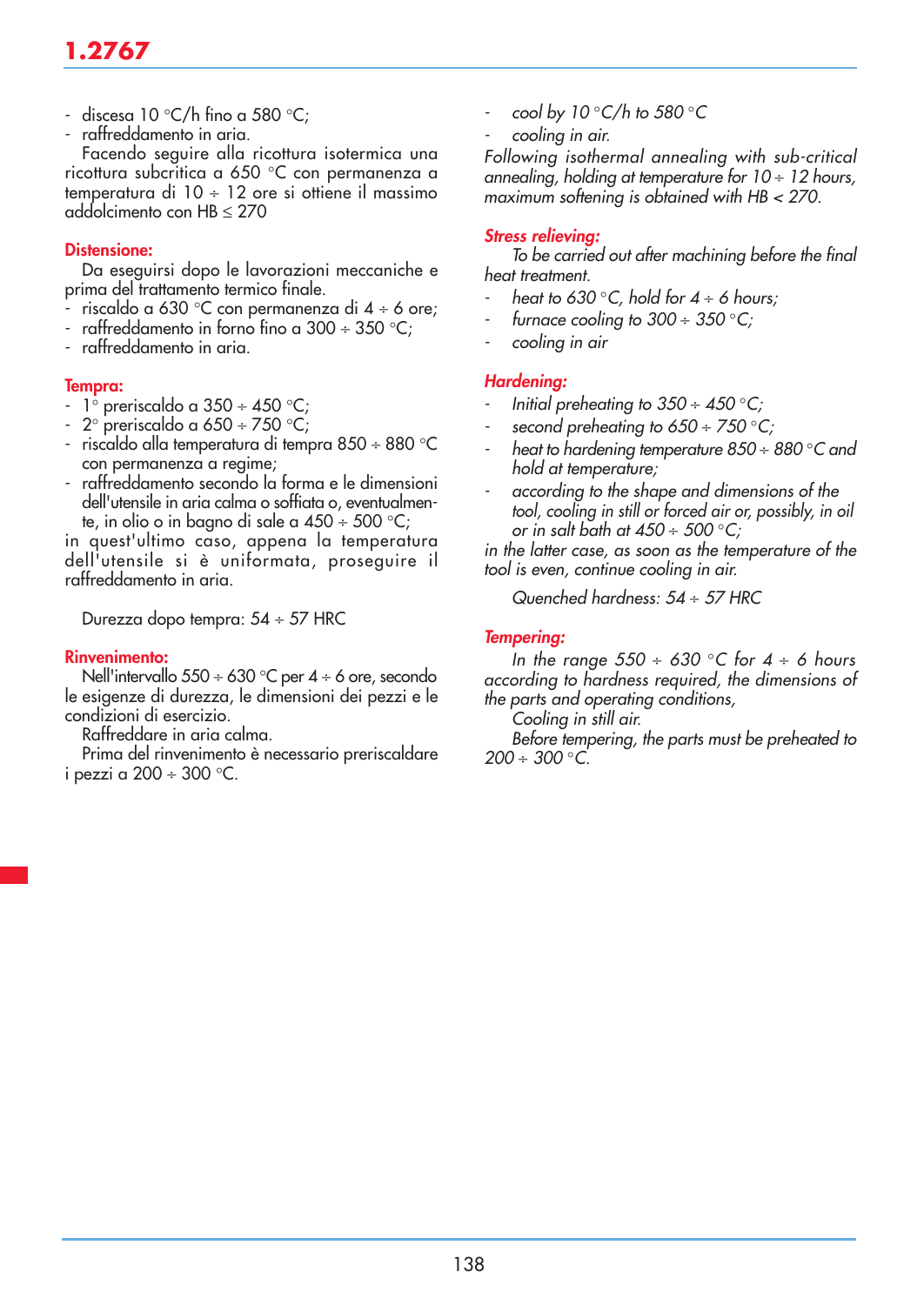# 1.2767

- discesa 10 °C/h fino a 580 °C;
- raffreddamento in aria.

Facendo seguire alla ricottura isotermica una ricottura subcritica a 650 °C con permanenza a temperatura di 10 ÷ 12 ore si ottiene il massimo addolcimento con HB ≤ 270

**Distensione:**

Da eseguirsi dopo le lavorazioni meccaniche e prima del trattamento termico finale.

- riscaldo a 630 °C con permanenza di 4 ÷ 6 ore;
- raffreddamento in forno fino a 300 ÷ 350 °C;
- raffreddamento in aria.

**Tempra:**

- 1° preriscaldo a 350 ÷ 450 °C;
- 2° preriscaldo a 650 ÷ 750 °C;
- riscaldo alla temperatura di tempra 850 ÷ 880 °C con permanenza a regime;
- raffreddamento secondo la forma e le dimensioni dell'utensile in aria calma o soffiata o, eventualmente, in olio o in bagno di sale a 450 ÷ 500 °C;

in quest'ultimo caso, appena la temperatura dell'utensile si è uniformata, proseguire il raffreddamento in aria.

Durezza dopo tempra: 54 ÷ 57 HRC

**Rinvenimento:**

Nell'intervallo 550 ÷ 630 °C per 4 ÷ 6 ore, secondo le esigenze di durezza, le dimensioni dei pezzi e le condizioni di esercizio.

Raffreddare in aria calma.

Prima del rinvenimento è necessario preriscaldare i pezzi a 200 ÷ 300 °C.

- *cool by 10 °C/h to 580 °C*
- *cooling in air.*

*Following isothermal annealing with sub-critical annealing, holding at temperature for 10 ÷ 12 hours, maximum softening is obtained with HB < 270.*

***Stress relieving:***

*To be carried out after machining before the final heat treatment.*

- *heat to 630 °C, hold for 4 ÷ 6 hours;*
- *furnace cooling to 300 ÷ 350 °C;*
- *cooling in air*

***Hardening:***

- *Initial preheating to 350 ÷ 450 °C;*
- *second preheating to 650 ÷ 750 °C;*
- *heat to hardening temperature 850 ÷ 880 °C and hold at temperature;*
- *according to the shape and dimensions of the tool, cooling in still or forced air or, possibly, in oil or in salt bath at 450 ÷ 500 °C;*

*in the latter case, as soon as the temperature of the tool is even, continue cooling in air.*

*Quenched hardness: 54 ÷ 57 HRC*

***Tempering:***

*In the range 550 ÷ 630 °C for 4 ÷ 6 hours according to hardness required, the dimensions of the parts and operating conditions,*

*Cooling in still air.*

*Before tempering, the parts must be preheated to 200 ÷ 300 °C.*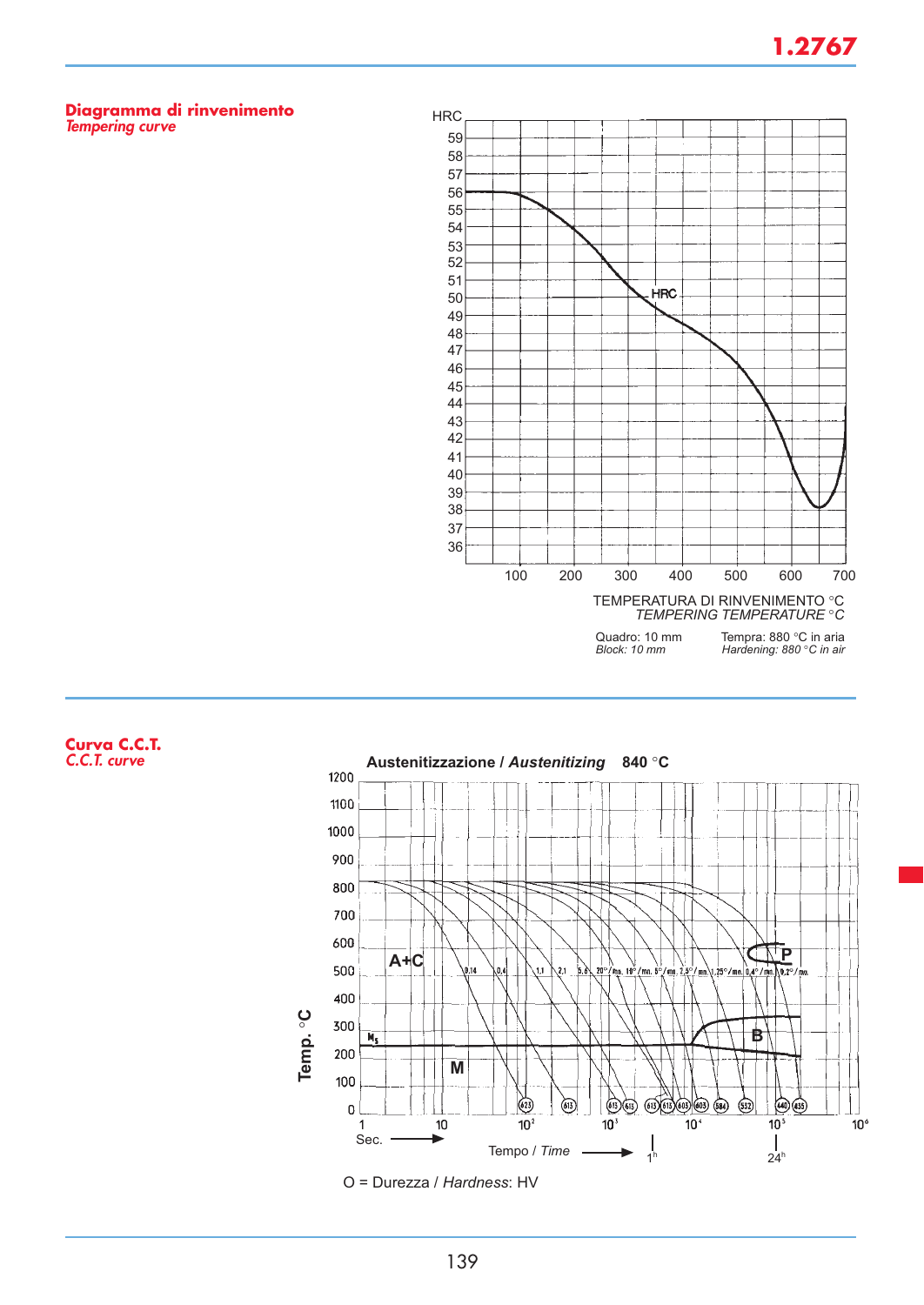## Diagramma di rinvenimento
*Tempering curve*

HRC

59
58
57
56
55
54
53
52
51
50
49
48
47
46
45
44
43
42
41
40
39
38
37
36

HRC

100 200 300 400 500 600 700

TEMPERATURA DI RINVENIMENTO °C
*TEMPERING TEMPERATURE °C*

Quadro: 10 mm
*Block: 10 mm*

Tempra: 880 °C in aria
*Hardening: 880 °C in air*

## Curva C.C.T.
*C.C.T. curve*

**Austenitizzazione / *Austenitizing* 840 °C**

Temp. °C

1200
1100
1000
900
800
700
600
500
400
300
200
100
0

A+C

P

B

$M_s$

M

0.14 0.4 1.1 2.1 5.6 20°/mn. 10°/mn. 5°/mn. 2.5°/mn. 1.25°/mn. 0.4°/mn. 0.2°/mn.

623 613 615 615 613 613 603 603 584 552 440 435

1 10 $10^2$ $10^3$ $10^4$ $10^5$ $10^6$

Sec.

Tempo / *Time*

$1^h$

$24^h$

O = Durezza / *Hardness*: HV